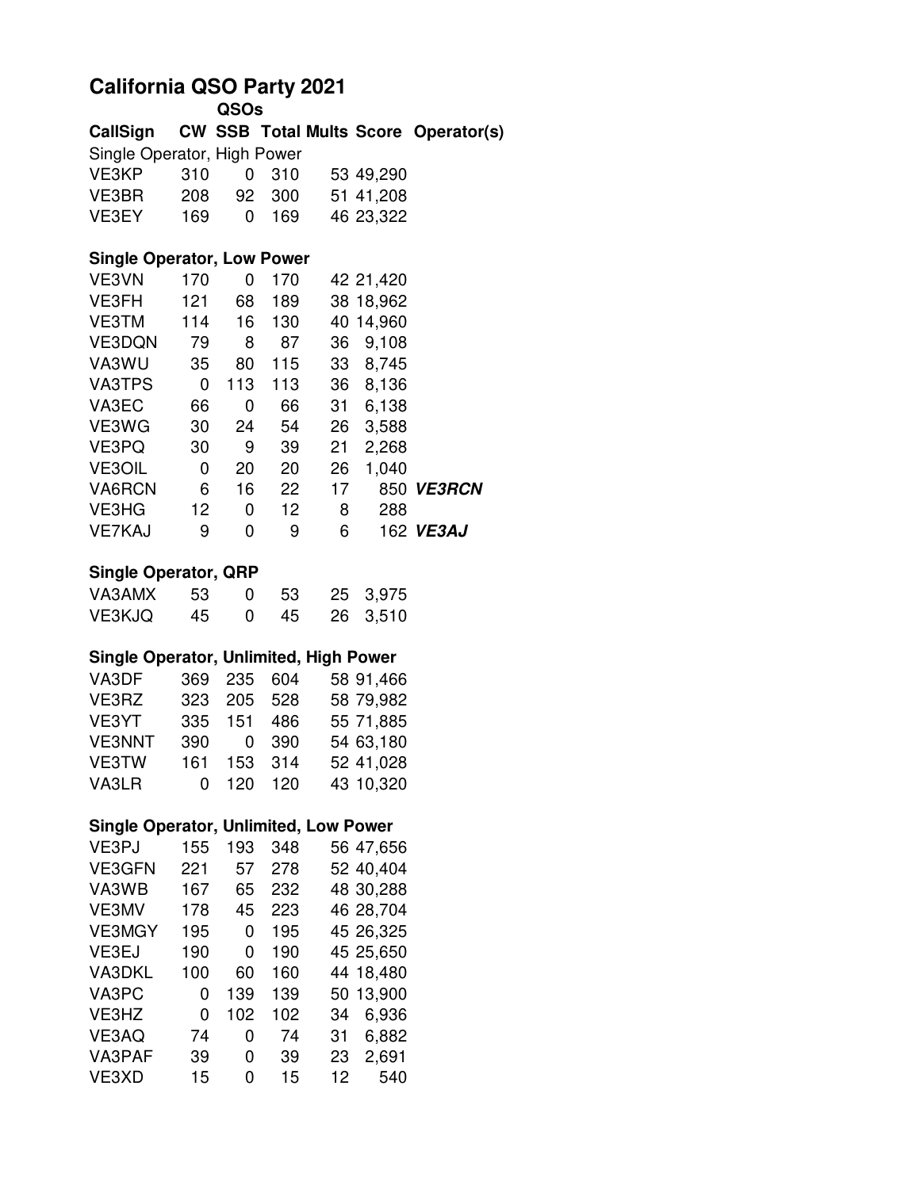# California QSO Party 2021

| CallSign | QSOs CW | SSB | Total | Mults | Score | Operator(s) |
|---|---|---|---|---|---|---|
| Single Operator, High Power | | | | | | |
| VE3KP | 310 | 0 | 310 | 53 | 49,290 | |
| VE3BR | 208 | 92 | 300 | 51 | 41,208 | |
| VE3EY | 169 | 0 | 169 | 46 | 23,322 | |
| **Single Operator, Low Power** | | | | | | |
| VE3VN | 170 | 0 | 170 | 42 | 21,420 | |
| VE3FH | 121 | 68 | 189 | 38 | 18,962 | |
| VE3TM | 114 | 16 | 130 | 40 | 14,960 | |
| VE3DQN | 79 | 8 | 87 | 36 | 9,108 | |
| VA3WU | 35 | 80 | 115 | 33 | 8,745 | |
| VA3TPS | 0 | 113 | 113 | 36 | 8,136 | |
| VA3EC | 66 | 0 | 66 | 31 | 6,138 | |
| VE3WG | 30 | 24 | 54 | 26 | 3,588 | |
| VE3PQ | 30 | 9 | 39 | 21 | 2,268 | |
| VE3OIL | 0 | 20 | 20 | 26 | 1,040 | |
| VA6RCN | 6 | 16 | 22 | 17 | 850 | ***VE3RCN*** |
| VE3HG | 12 | 0 | 12 | 8 | 288 | |
| VE7KAJ | 9 | 0 | 9 | 6 | 162 | ***VE3AJ*** |
| **Single Operator, QRP** | | | | | | |
| VA3AMX | 53 | 0 | 53 | 25 | 3,975 | |
| VE3KJQ | 45 | 0 | 45 | 26 | 3,510 | |
| **Single Operator, Unlimited, High Power** | | | | | | |
| VA3DF | 369 | 235 | 604 | 58 | 91,466 | |
| VE3RZ | 323 | 205 | 528 | 58 | 79,982 | |
| VE3YT | 335 | 151 | 486 | 55 | 71,885 | |
| VE3NNT | 390 | 0 | 390 | 54 | 63,180 | |
| VE3TW | 161 | 153 | 314 | 52 | 41,028 | |
| VA3LR | 0 | 120 | 120 | 43 | 10,320 | |
| **Single Operator, Unlimited, Low Power** | | | | | | |
| VE3PJ | 155 | 193 | 348 | 56 | 47,656 | |
| VE3GFN | 221 | 57 | 278 | 52 | 40,404 | |
| VA3WB | 167 | 65 | 232 | 48 | 30,288 | |
| VE3MV | 178 | 45 | 223 | 46 | 28,704 | |
| VE3MGY | 195 | 0 | 195 | 45 | 26,325 | |
| VE3EJ | 190 | 0 | 190 | 45 | 25,650 | |
| VA3DKL | 100 | 60 | 160 | 44 | 18,480 | |
| VA3PC | 0 | 139 | 139 | 50 | 13,900 | |
| VE3HZ | 0 | 102 | 102 | 34 | 6,936 | |
| VE3AQ | 74 | 0 | 74 | 31 | 6,882 | |
| VA3PAF | 39 | 0 | 39 | 23 | 2,691 | |
| VE3XD | 15 | 0 | 15 | 12 | 540 | |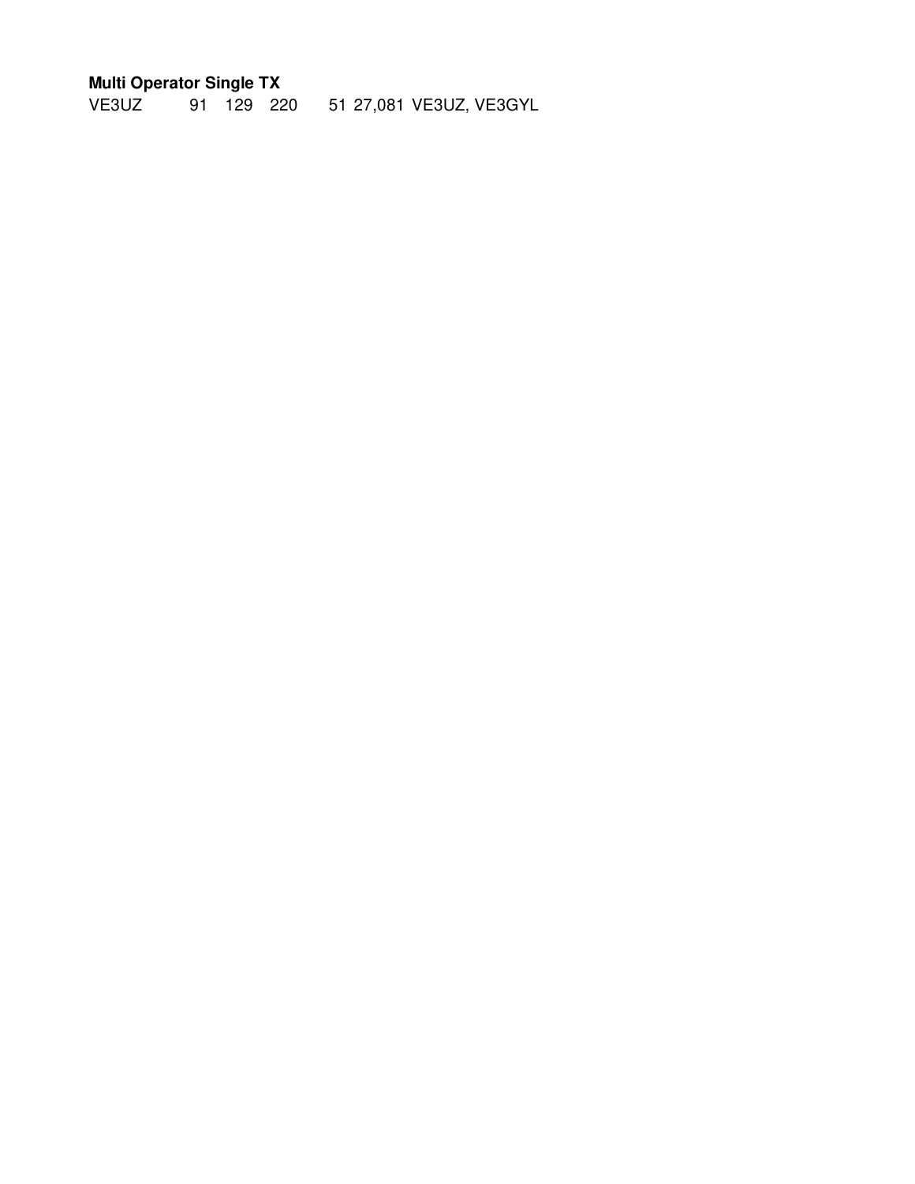**Multi Operator Single TX**

| | | | | | | |
|---|---|---|---|---|---|---|
| VE3UZ | 91 | 129 | 220 | 51 | 27,081 | VE3UZ, VE3GYL |